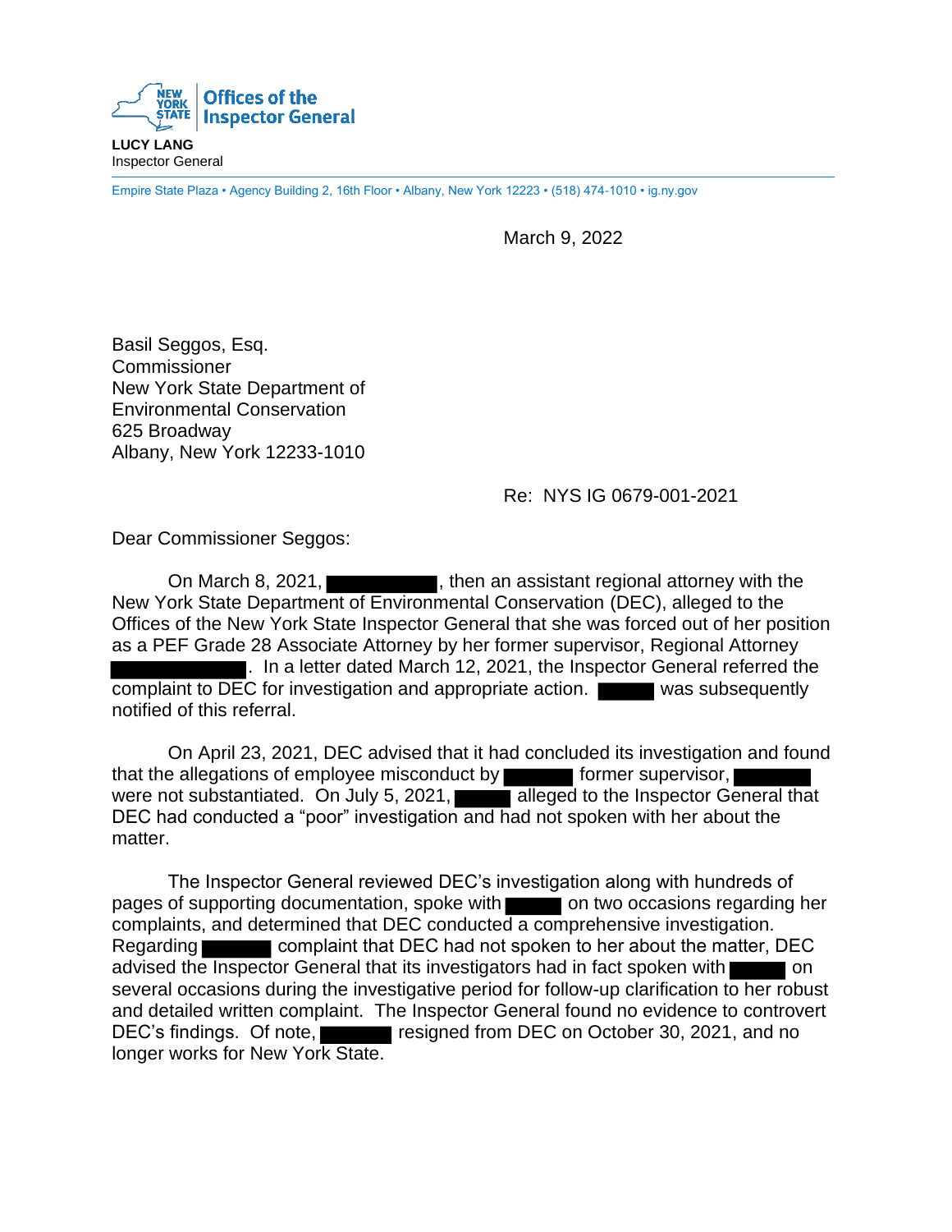**Offices of the Inspector General**

**LUCY LANG**
Inspector General

Empire State Plaza • Agency Building 2, 16th Floor • Albany, New York 12223 • (518) 474-1010 • ig.ny.gov

March 9, 2022

Basil Seggos, Esq.
Commissioner
New York State Department of
Environmental Conservation
625 Broadway
Albany, New York 12233-1010

Re: NYS IG 0679-001-2021

Dear Commissioner Seggos:

On March 8, 2021, ██████████, then an assistant regional attorney with the New York State Department of Environmental Conservation (DEC), alleged to the Offices of the New York State Inspector General that she was forced out of her position as a PEF Grade 28 Associate Attorney by her former supervisor, Regional Attorney ████████████. In a letter dated March 12, 2021, the Inspector General referred the complaint to DEC for investigation and appropriate action. █████ was subsequently notified of this referral.

On April 23, 2021, DEC advised that it had concluded its investigation and found that the allegations of employee misconduct by ██████ former supervisor, ███████ were not substantiated. On July 5, 2021, █████ alleged to the Inspector General that DEC had conducted a "poor" investigation and had not spoken with her about the matter.

The Inspector General reviewed DEC's investigation along with hundreds of pages of supporting documentation, spoke with █████ on two occasions regarding her complaints, and determined that DEC conducted a comprehensive investigation. Regarding ██████ complaint that DEC had not spoken to her about the matter, DEC advised the Inspector General that its investigators had in fact spoken with █████ on several occasions during the investigative period for follow-up clarification to her robust and detailed written complaint. The Inspector General found no evidence to controvert DEC's findings. Of note, ██████ resigned from DEC on October 30, 2021, and no longer works for New York State.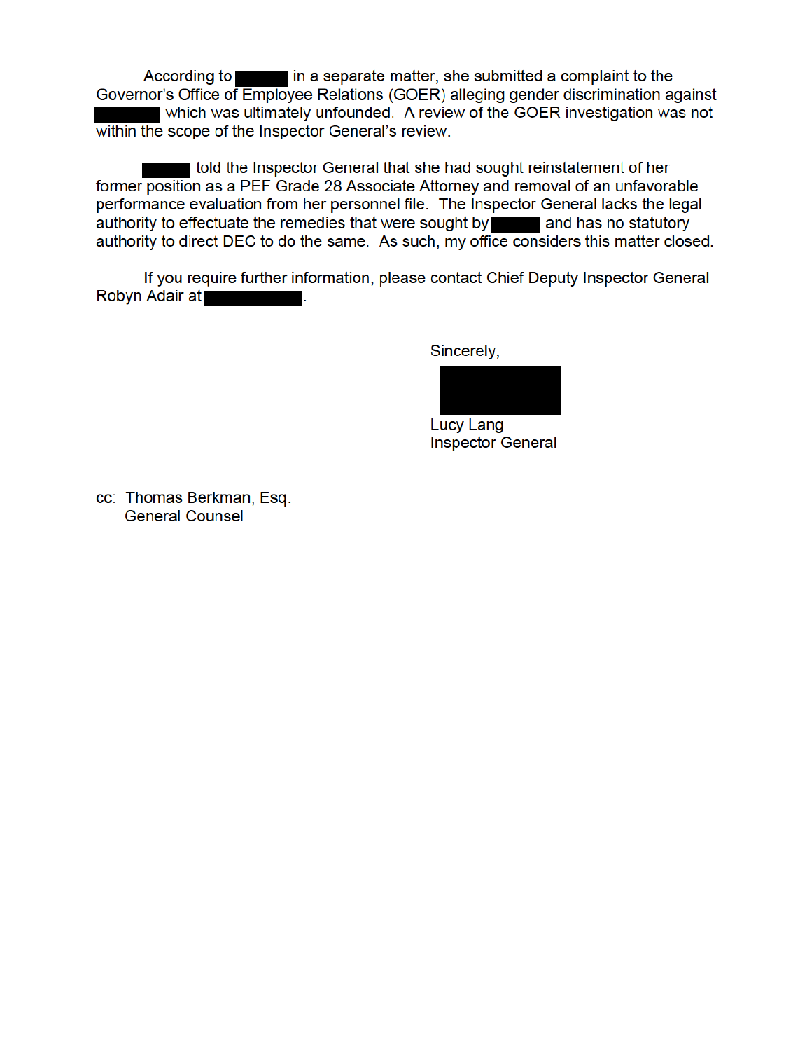According to ██████ in a separate matter, she submitted a complaint to the Governor's Office of Employee Relations (GOER) alleging gender discrimination against ████████ which was ultimately unfounded. A review of the GOER investigation was not within the scope of the Inspector General's review.

██████ told the Inspector General that she had sought reinstatement of her former position as a PEF Grade 28 Associate Attorney and removal of an unfavorable performance evaluation from her personnel file. The Inspector General lacks the legal authority to effectuate the remedies that were sought by ██████ and has no statutory authority to direct DEC to do the same. As such, my office considers this matter closed.

If you require further information, please contact Chief Deputy Inspector General Robyn Adair at ████████████.

Sincerely,

███████████

Lucy Lang
Inspector General

cc: Thomas Berkman, Esq.
General Counsel